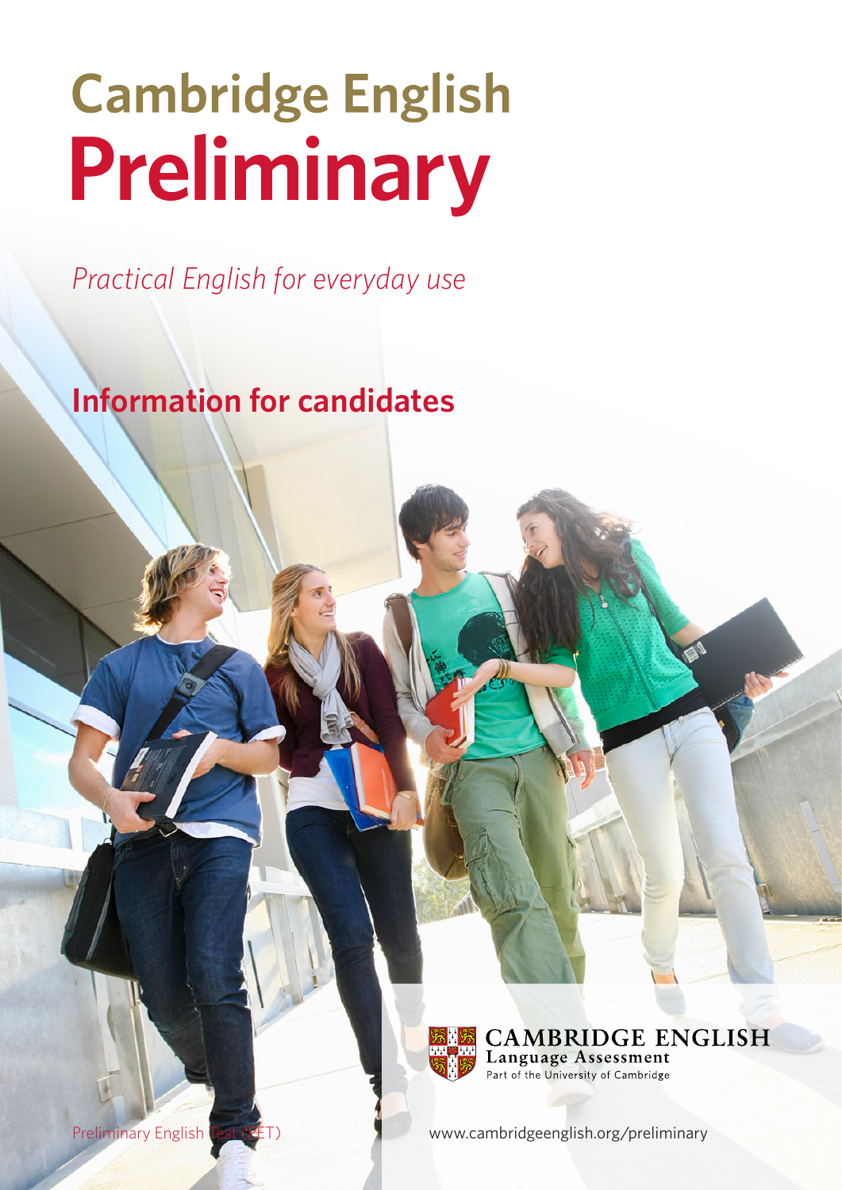# Cambridge English Preliminary

*Practical English for everyday use*

## Information for candidates

CAMBRIDGE ENGLISH
Language Assessment
Part of the University of Cambridge

Preliminary English Test (PET)

www.cambridgeenglish.org/preliminary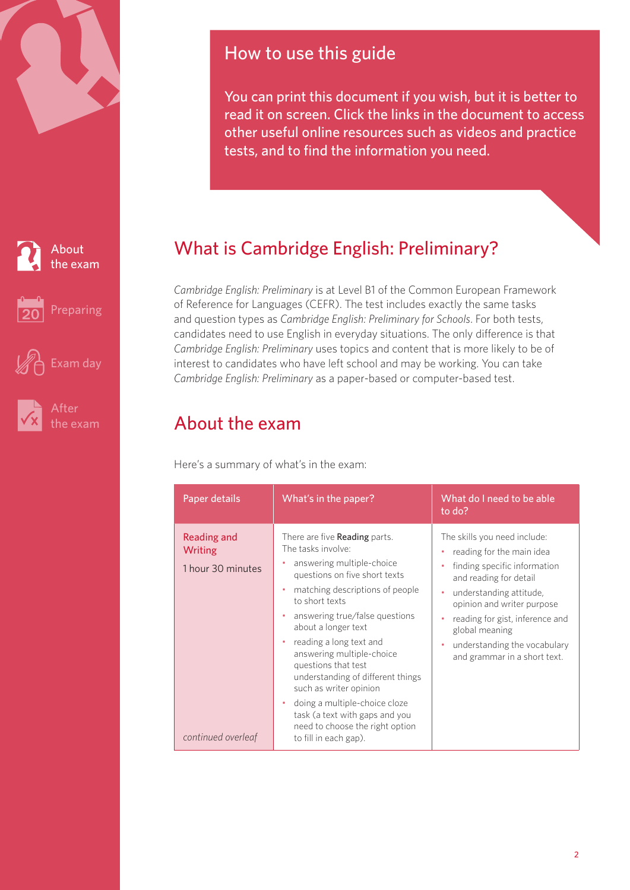## How to use this guide

You can print this document if you wish, but it is better to read it on screen. Click the links in the document to access other useful online resources such as videos and practice tests, and to find the information you need.

# What is Cambridge English: Preliminary?

*Cambridge English: Preliminary* is at Level B1 of the Common European Framework of Reference for Languages (CEFR). The test includes exactly the same tasks and question types as *Cambridge English: Preliminary for Schools*. For both tests, candidates need to use English in everyday situations. The only difference is that *Cambridge English: Preliminary* uses topics and content that is more likely to be of interest to candidates who have left school and may be working. You can take *Cambridge English: Preliminary* as a paper-based or computer-based test.

# About the exam

Here's a summary of what's in the exam:

| Paper details | What's in the paper? | What do I need to be able to do? |
|---|---|---|
| Reading and Writing<br><br>1 hour 30 minutes<br><br>*continued overleaf* | There are five **Reading** parts. The tasks involve:<br>• answering multiple-choice questions on five short texts<br>• matching descriptions of people to short texts<br>• answering true/false questions about a longer text<br>• reading a long text and answering multiple-choice questions that test understanding of different things such as writer opinion<br>• doing a multiple-choice cloze task (a text with gaps and you need to choose the right option to fill in each gap). | The skills you need include:<br>• reading for the main idea<br>• finding specific information and reading for detail<br>• understanding attitude, opinion and writer purpose<br>• reading for gist, inference and global meaning<br>• understanding the vocabulary and grammar in a short text. |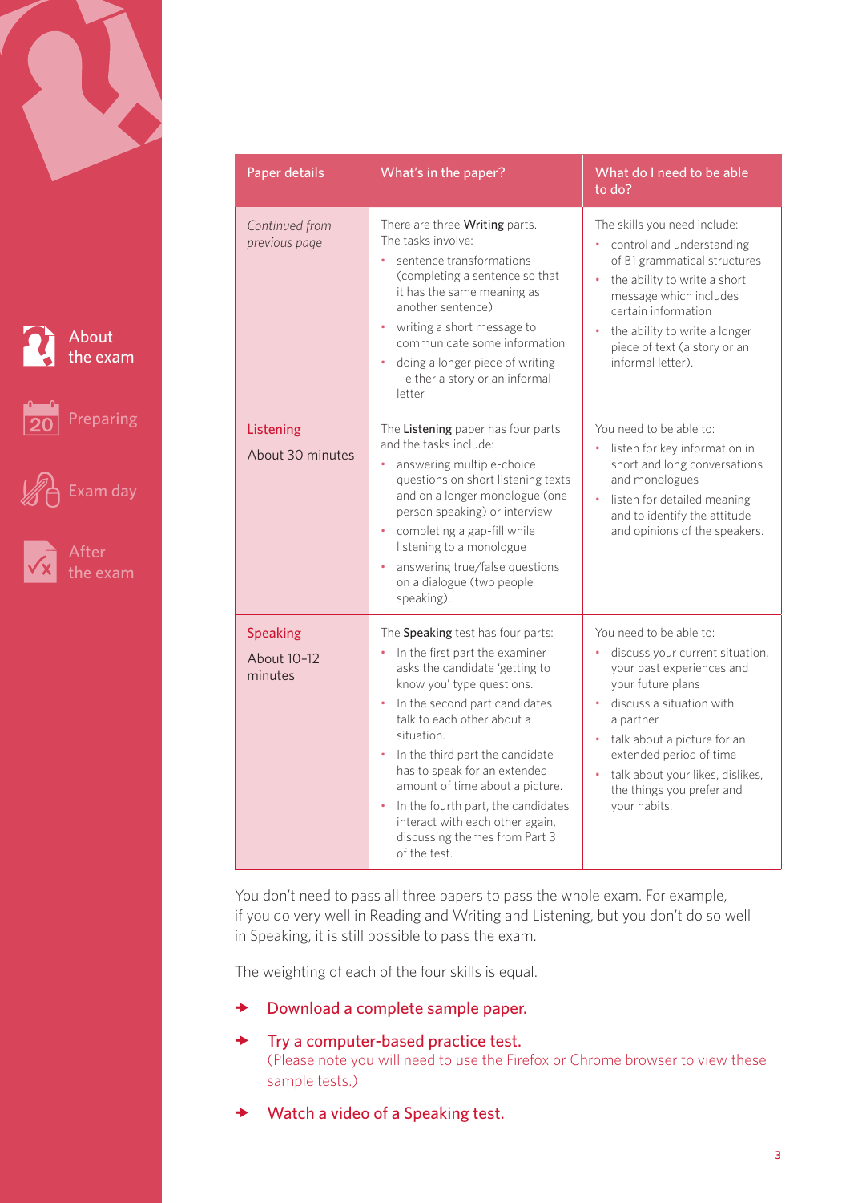| Paper details | What's in the paper? | What do I need to be able to do? |
| --- | --- | --- |
| *Continued from previous page* | There are three **Writing** parts. The tasks involve: <br>• sentence transformations (completing a sentence so that it has the same meaning as another sentence) <br>• writing a short message to communicate some information <br>• doing a longer piece of writing – either a story or an informal letter. | The skills you need include: <br>• control and understanding of B1 grammatical structures <br>• the ability to write a short message which includes certain information <br>• the ability to write a longer piece of text (a story or an informal letter). |
| Listening <br>About 30 minutes | The **Listening** paper has four parts and the tasks include: <br>• answering multiple-choice questions on short listening texts and on a longer monologue (one person speaking) or interview <br>• completing a gap-fill while listening to a monologue <br>• answering true/false questions on a dialogue (two people speaking). | You need to be able to: <br>• listen for key information in short and long conversations and monologues <br>• listen for detailed meaning and to identify the attitude and opinions of the speakers. |
| Speaking <br>About 10–12 minutes | The **Speaking** test has four parts: <br>• In the first part the examiner asks the candidate 'getting to know you' type questions. <br>• In the second part candidates talk to each other about a situation. <br>• In the third part the candidate has to speak for an extended amount of time about a picture. <br>• In the fourth part, the candidates interact with each other again, discussing themes from Part 3 of the test. | You need to be able to: <br>• discuss your current situation, your past experiences and your future plans <br>• discuss a situation with a partner <br>• talk about a picture for an extended period of time <br>• talk about your likes, dislikes, the things you prefer and your habits. |

You don't need to pass all three papers to pass the whole exam. For example, if you do very well in Reading and Writing and Listening, but you don't do so well in Speaking, it is still possible to pass the exam.

The weighting of each of the four skills is equal.

- Download a complete sample paper.
- Try a computer-based practice test.
  (Please note you will need to use the Firefox or Chrome browser to view these sample tests.)
- Watch a video of a Speaking test.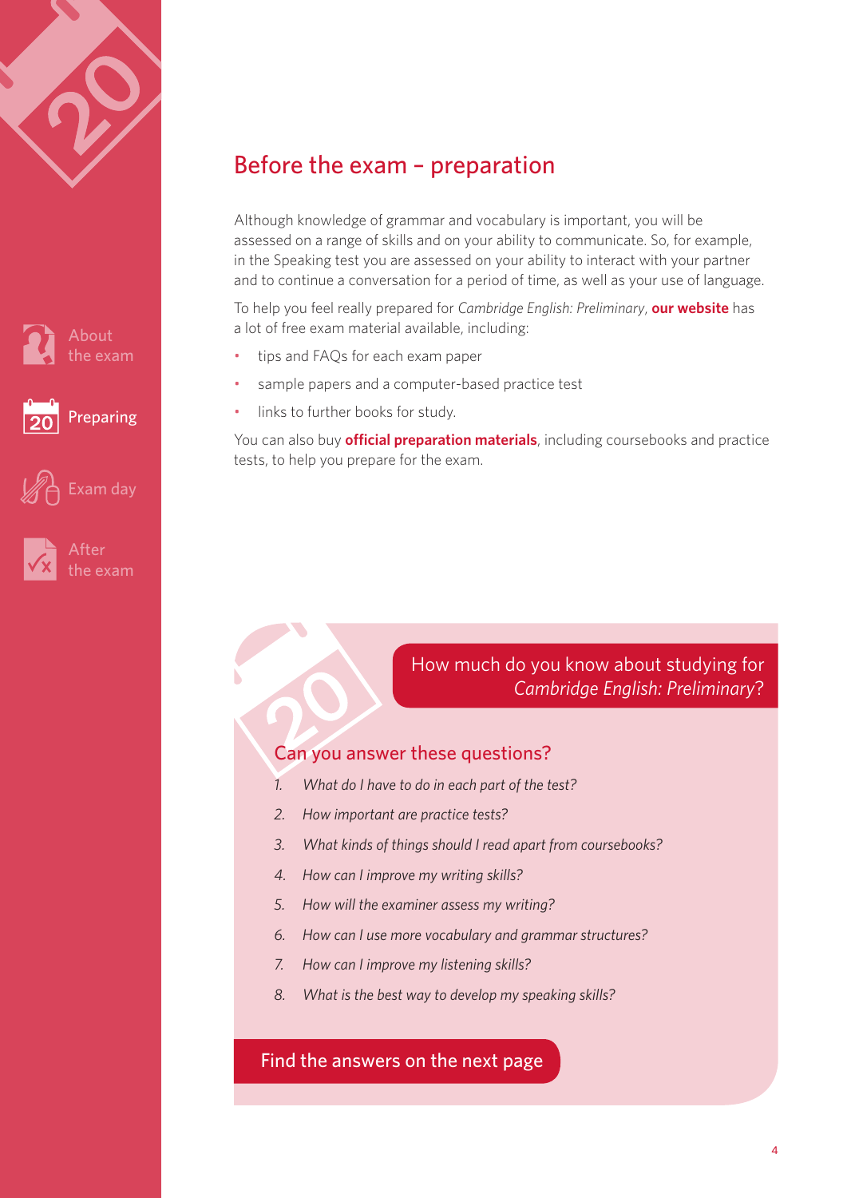## Before the exam – preparation

Although knowledge of grammar and vocabulary is important, you will be assessed on a range of skills and on your ability to communicate. So, for example, in the Speaking test you are assessed on your ability to interact with your partner and to continue a conversation for a period of time, as well as your use of language.

To help you feel really prepared for *Cambridge English: Preliminary*, **our website** has a lot of free exam material available, including:

- tips and FAQs for each exam paper
- sample papers and a computer-based practice test
- links to further books for study.

You can also buy **official preparation materials**, including coursebooks and practice tests, to help you prepare for the exam.

### How much do you know about studying for *Cambridge English: Preliminary*?

#### Can you answer these questions?

1. *What do I have to do in each part of the test?*
2. *How important are practice tests?*
3. *What kinds of things should I read apart from coursebooks?*
4. *How can I improve my writing skills?*
5. *How will the examiner assess my writing?*
6. *How can I use more vocabulary and grammar structures?*
7. *How can I improve my listening skills?*
8. *What is the best way to develop my speaking skills?*

Find the answers on the next page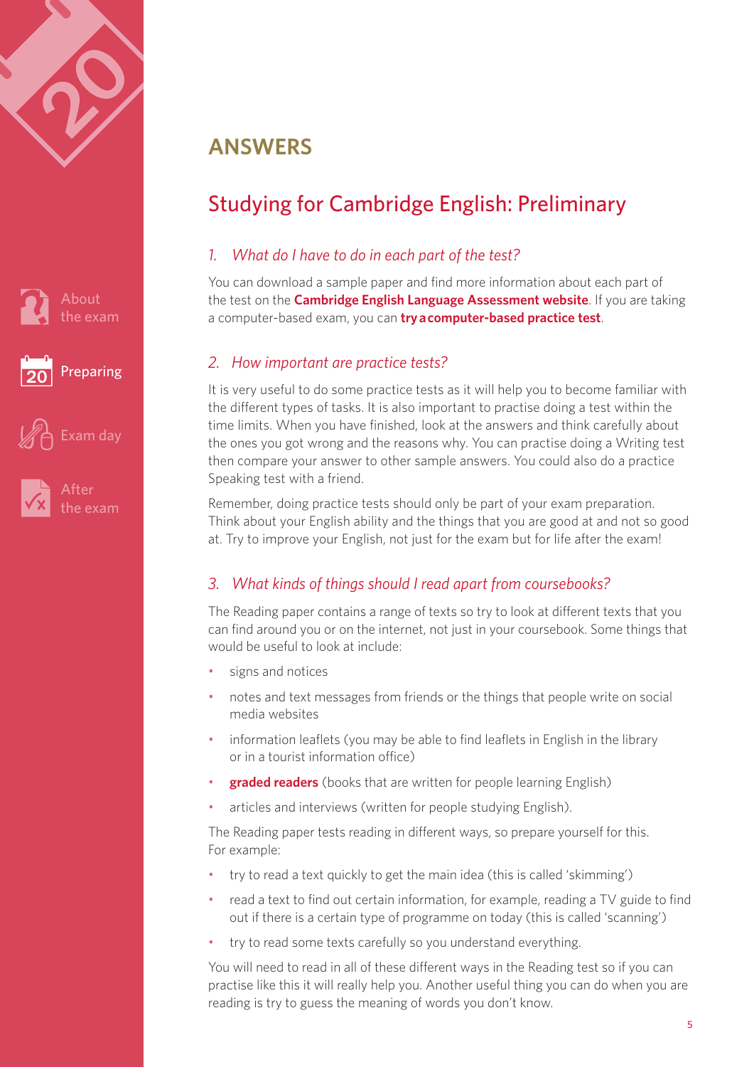# ANSWERS

## Studying for Cambridge English: Preliminary

### *1. What do I have to do in each part of the test?*

You can download a sample paper and find more information about each part of the test on the **Cambridge English Language Assessment website**. If you are taking a computer-based exam, you can **try a computer-based practice test**.

### *2. How important are practice tests?*

It is very useful to do some practice tests as it will help you to become familiar with the different types of tasks. It is also important to practise doing a test within the time limits. When you have finished, look at the answers and think carefully about the ones you got wrong and the reasons why. You can practise doing a Writing test then compare your answer to other sample answers. You could also do a practice Speaking test with a friend.

Remember, doing practice tests should only be part of your exam preparation. Think about your English ability and the things that you are good at and not so good at. Try to improve your English, not just for the exam but for life after the exam!

### *3. What kinds of things should I read apart from coursebooks?*

The Reading paper contains a range of texts so try to look at different texts that you can find around you or on the internet, not just in your coursebook. Some things that would be useful to look at include:

- signs and notices
- notes and text messages from friends or the things that people write on social media websites
- information leaflets (you may be able to find leaflets in English in the library or in a tourist information office)
- **graded readers** (books that are written for people learning English)
- articles and interviews (written for people studying English).

The Reading paper tests reading in different ways, so prepare yourself for this. For example:

- try to read a text quickly to get the main idea (this is called 'skimming')
- read a text to find out certain information, for example, reading a TV guide to find out if there is a certain type of programme on today (this is called 'scanning')
- try to read some texts carefully so you understand everything.

You will need to read in all of these different ways in the Reading test so if you can practise like this it will really help you. Another useful thing you can do when you are reading is try to guess the meaning of words you don't know.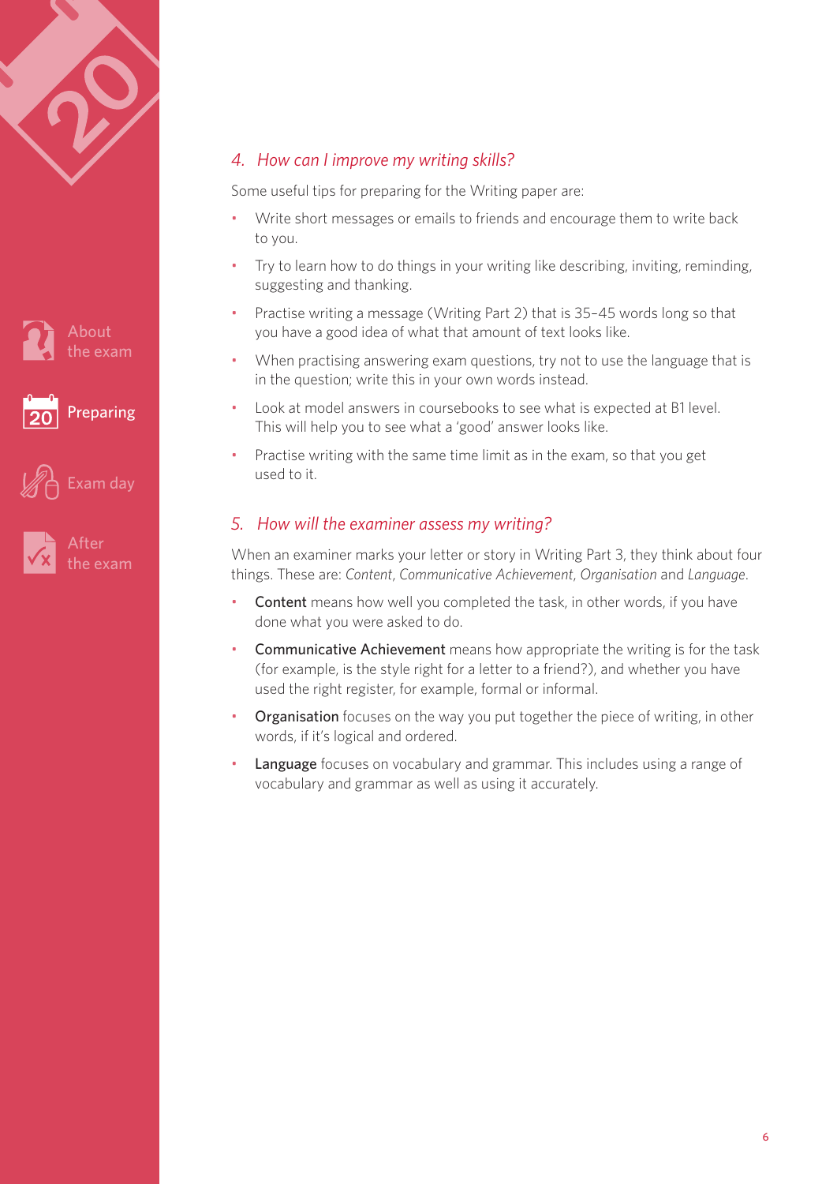## 4. How can I improve my writing skills?

Some useful tips for preparing for the Writing paper are:

- Write short messages or emails to friends and encourage them to write back to you.
- Try to learn how to do things in your writing like describing, inviting, reminding, suggesting and thanking.
- Practise writing a message (Writing Part 2) that is 35–45 words long so that you have a good idea of what that amount of text looks like.
- When practising answering exam questions, try not to use the language that is in the question; write this in your own words instead.
- Look at model answers in coursebooks to see what is expected at B1 level. This will help you to see what a 'good' answer looks like.
- Practise writing with the same time limit as in the exam, so that you get used to it.

## 5. How will the examiner assess my writing?

When an examiner marks your letter or story in Writing Part 3, they think about four things. These are: *Content*, *Communicative Achievement*, *Organisation* and *Language*.

- **Content** means how well you completed the task, in other words, if you have done what you were asked to do.
- **Communicative Achievement** means how appropriate the writing is for the task (for example, is the style right for a letter to a friend?), and whether you have used the right register, for example, formal or informal.
- **Organisation** focuses on the way you put together the piece of writing, in other words, if it's logical and ordered.
- **Language** focuses on vocabulary and grammar. This includes using a range of vocabulary and grammar as well as using it accurately.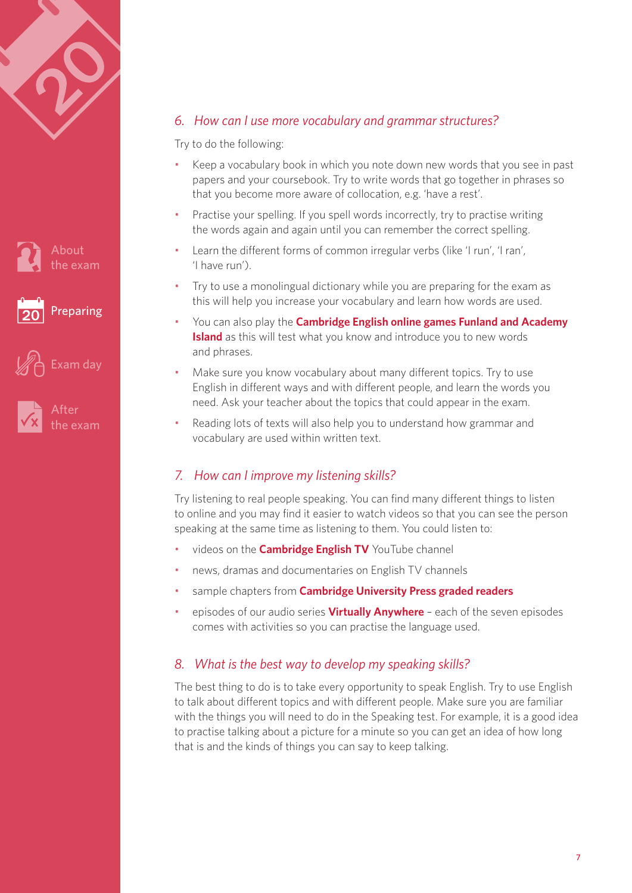### *6. How can I use more vocabulary and grammar structures?*

Try to do the following:

- Keep a vocabulary book in which you note down new words that you see in past papers and your coursebook. Try to write words that go together in phrases so that you become more aware of collocation, e.g. 'have a rest'.
- Practise your spelling. If you spell words incorrectly, try to practise writing the words again and again until you can remember the correct spelling.
- Learn the different forms of common irregular verbs (like 'I run', 'I ran', 'I have run').
- Try to use a monolingual dictionary while you are preparing for the exam as this will help you increase your vocabulary and learn how words are used.
- You can also play the **Cambridge English online games Funland and Academy Island** as this will test what you know and introduce you to new words and phrases.
- Make sure you know vocabulary about many different topics. Try to use English in different ways and with different people, and learn the words you need. Ask your teacher about the topics that could appear in the exam.
- Reading lots of texts will also help you to understand how grammar and vocabulary are used within written text.

### *7. How can I improve my listening skills?*

Try listening to real people speaking. You can find many different things to listen to online and you may find it easier to watch videos so that you can see the person speaking at the same time as listening to them. You could listen to:

- videos on the **Cambridge English TV** YouTube channel
- news, dramas and documentaries on English TV channels
- sample chapters from **Cambridge University Press graded readers**
- episodes of our audio series **Virtually Anywhere** – each of the seven episodes comes with activities so you can practise the language used.

### *8. What is the best way to develop my speaking skills?*

The best thing to do is to take every opportunity to speak English. Try to use English to talk about different topics and with different people. Make sure you are familiar with the things you will need to do in the Speaking test. For example, it is a good idea to practise talking about a picture for a minute so you can get an idea of how long that is and the kinds of things you can say to keep talking.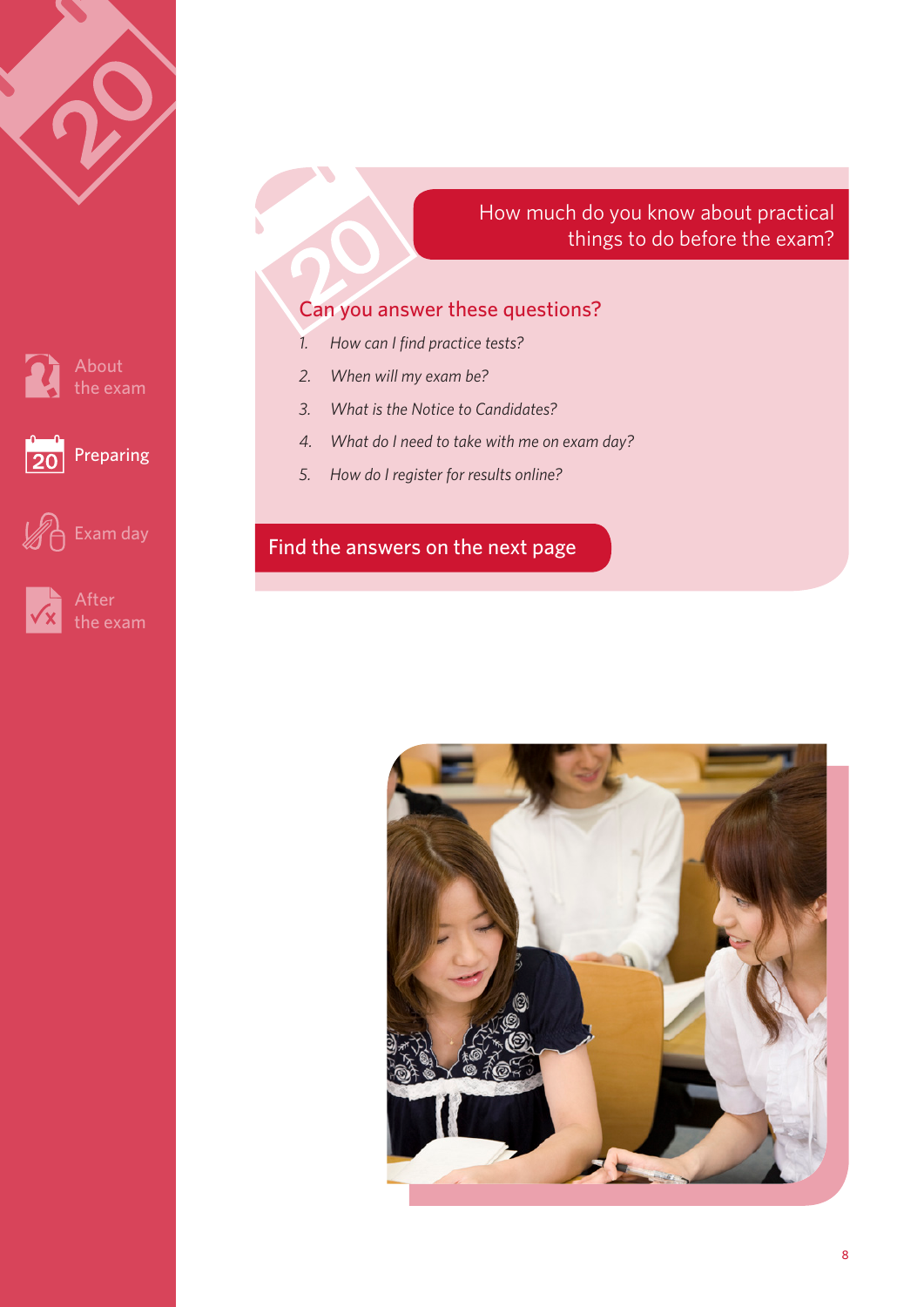## How much do you know about practical things to do before the exam?

### Can you answer these questions?

1. *How can I find practice tests?*
2. *When will my exam be?*
3. *What is the Notice to Candidates?*
4. *What do I need to take with me on exam day?*
5. *How do I register for results online?*

**Find the answers on the next page**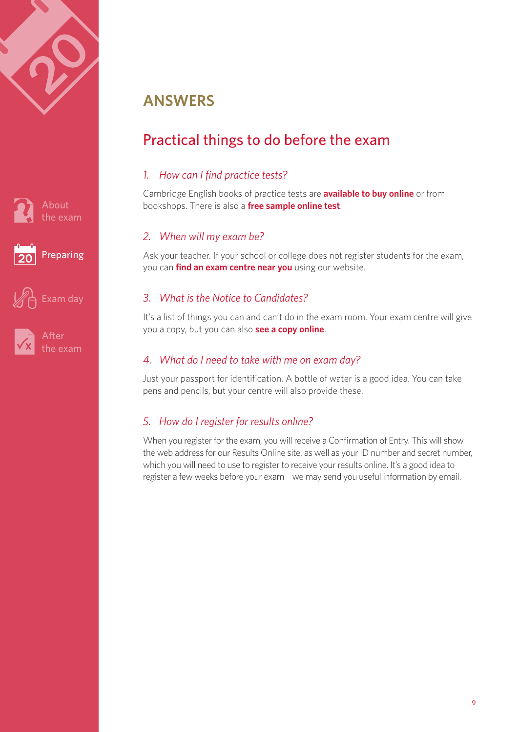# ANSWERS

## Practical things to do before the exam

### *1. How can I find practice tests?*

Cambridge English books of practice tests are **available to buy online** or from bookshops. There is also a **free sample online test**.

### *2. When will my exam be?*

Ask your teacher. If your school or college does not register students for the exam, you can **find an exam centre near you** using our website.

### *3. What is the Notice to Candidates?*

It's a list of things you can and can't do in the exam room. Your exam centre will give you a copy, but you can also **see a copy online**.

### *4. What do I need to take with me on exam day?*

Just your passport for identification. A bottle of water is a good idea. You can take pens and pencils, but your centre will also provide these.

### *5. How do I register for results online?*

When you register for the exam, you will receive a Confirmation of Entry. This will show the web address for our Results Online site, as well as your ID number and secret number, which you will need to use to register to receive your results online. It's a good idea to register a few weeks before your exam – we may send you useful information by email.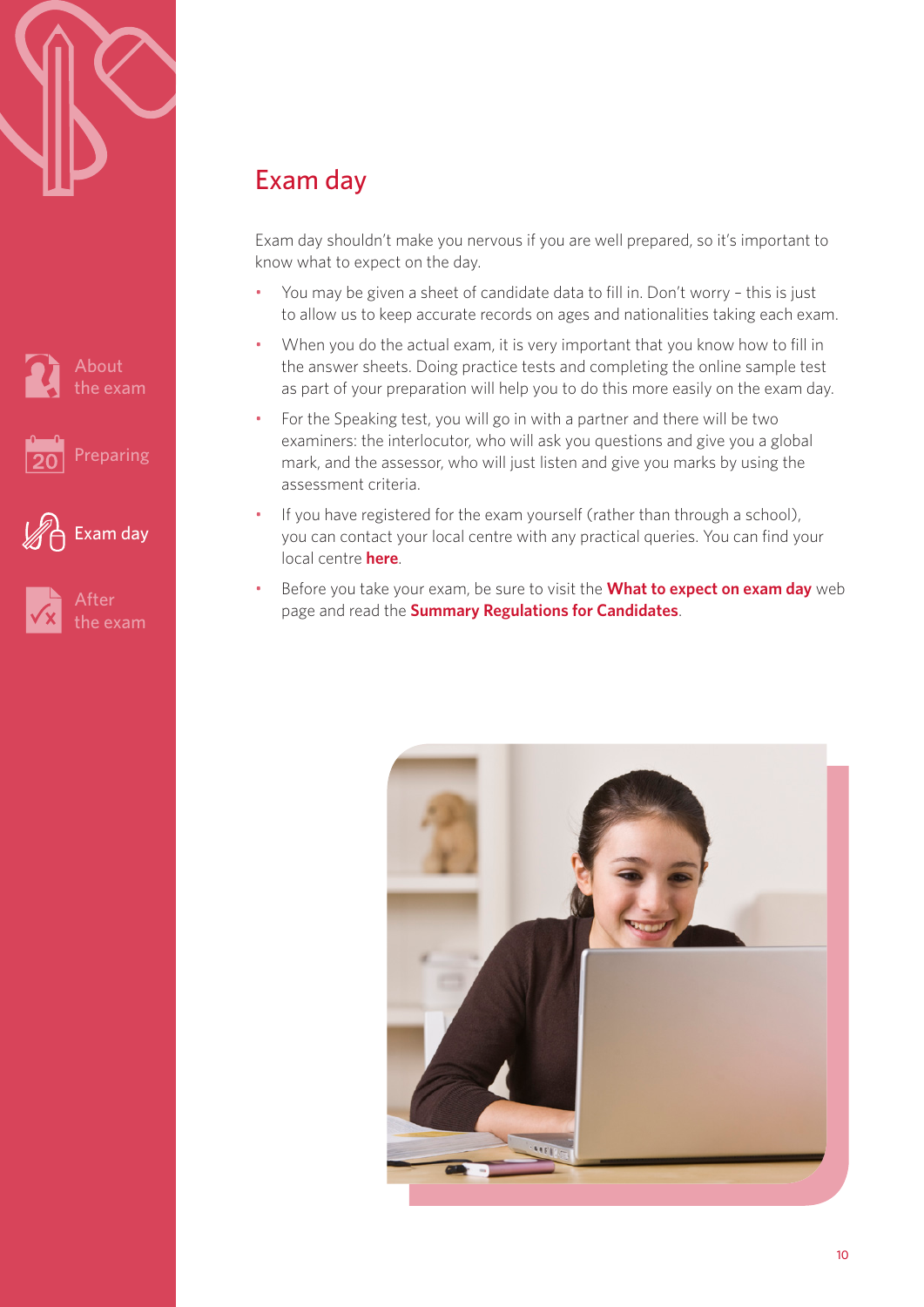# Exam day

Exam day shouldn't make you nervous if you are well prepared, so it's important to know what to expect on the day.

- You may be given a sheet of candidate data to fill in. Don't worry – this is just to allow us to keep accurate records on ages and nationalities taking each exam.
- When you do the actual exam, it is very important that you know how to fill in the answer sheets. Doing practice tests and completing the online sample test as part of your preparation will help you to do this more easily on the exam day.
- For the Speaking test, you will go in with a partner and there will be two examiners: the interlocutor, who will ask you questions and give you a global mark, and the assessor, who will just listen and give you marks by using the assessment criteria.
- If you have registered for the exam yourself (rather than through a school), you can contact your local centre with any practical queries. You can find your local centre **here**.
- Before you take your exam, be sure to visit the **What to expect on exam day** web page and read the **Summary Regulations for Candidates**.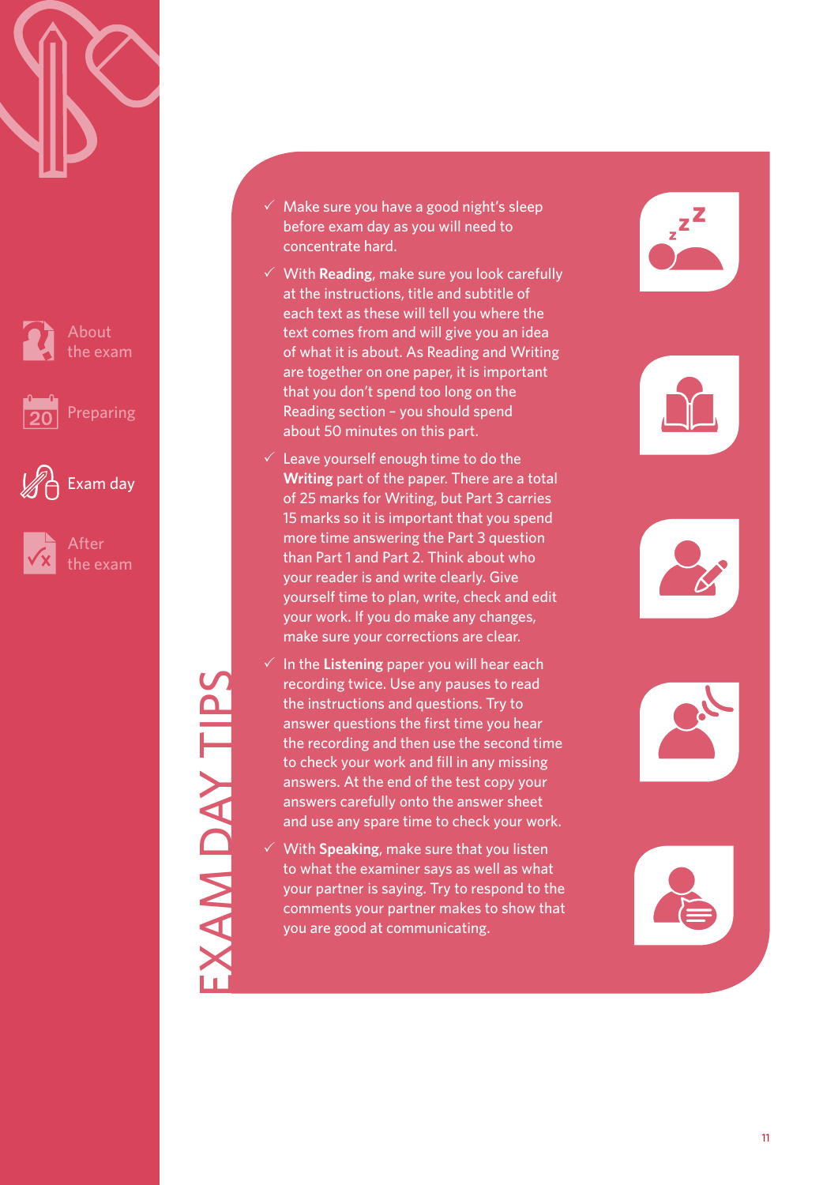# EXAM DAY TIPS

- ✓ Make sure you have a good night's sleep before exam day as you will need to concentrate hard.
- ✓ With **Reading**, make sure you look carefully at the instructions, title and subtitle of each text as these will tell you where the text comes from and will give you an idea of what it is about. As Reading and Writing are together on one paper, it is important that you don't spend too long on the Reading section – you should spend about 50 minutes on this part.
- ✓ Leave yourself enough time to do the **Writing** part of the paper. There are a total of 25 marks for Writing, but Part 3 carries 15 marks so it is important that you spend more time answering the Part 3 question than Part 1 and Part 2. Think about who your reader is and write clearly. Give yourself time to plan, write, check and edit your work. If you do make any changes, make sure your corrections are clear.
- ✓ In the **Listening** paper you will hear each recording twice. Use any pauses to read the instructions and questions. Try to answer questions the first time you hear the recording and then use the second time to check your work and fill in any missing answers. At the end of the test copy your answers carefully onto the answer sheet and use any spare time to check your work.
- ✓ With **Speaking**, make sure that you listen to what the examiner says as well as what your partner is saying. Try to respond to the comments your partner makes to show that you are good at communicating.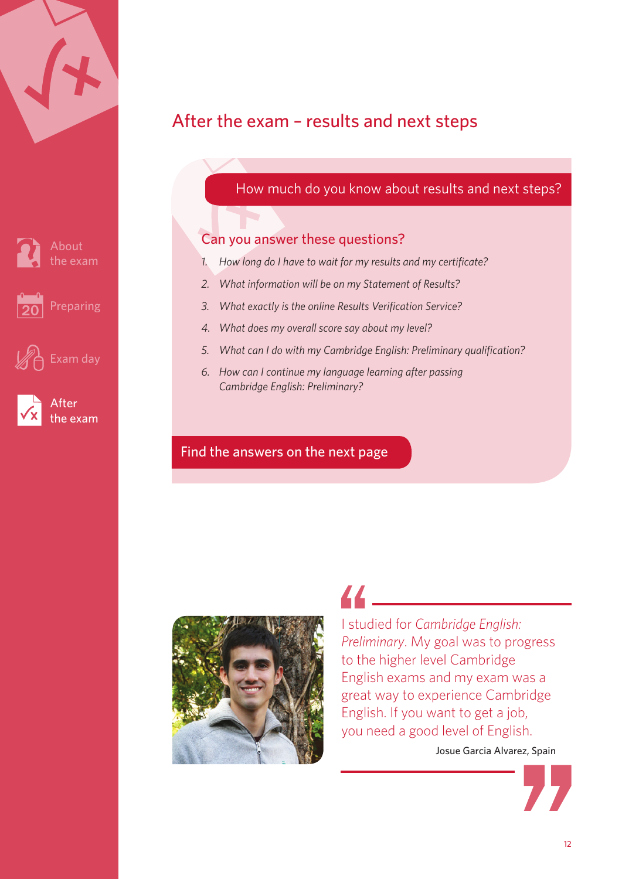# After the exam – results and next steps

## How much do you know about results and next steps?

### Can you answer these questions?

1. *How long do I have to wait for my results and my certificate?*
2. *What information will be on my Statement of Results?*
3. *What exactly is the online Results Verification Service?*
4. *What does my overall score say about my level?*
5. *What can I do with my Cambridge English: Preliminary qualification?*
6. *How can I continue my language learning after passing Cambridge English: Preliminary?*

**Find the answers on the next page**

> I studied for *Cambridge English: Preliminary*. My goal was to progress to the higher level Cambridge English exams and my exam was a great way to experience Cambridge English. If you want to get a job, you need a good level of English.
>
> Josue Garcia Alvarez, Spain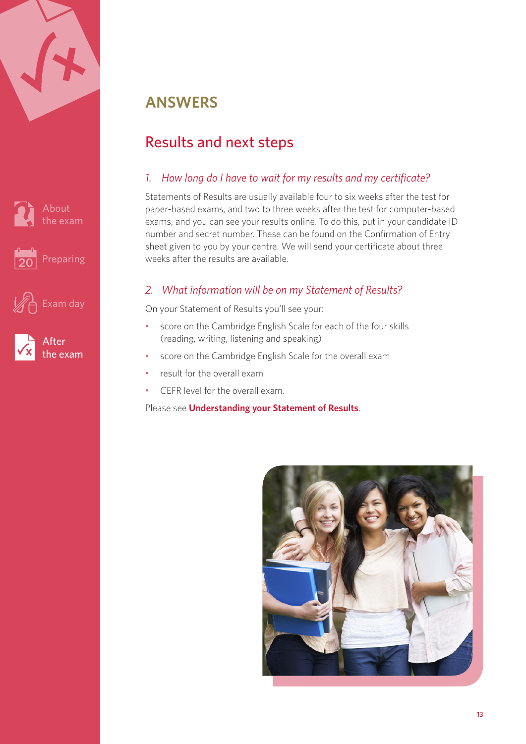# ANSWERS

## Results and next steps

### *1. How long do I have to wait for my results and my certificate?*

Statements of Results are usually available four to six weeks after the test for paper-based exams, and two to three weeks after the test for computer-based exams, and you can see your results online. To do this, put in your candidate ID number and secret number. These can be found on the Confirmation of Entry sheet given to you by your centre. We will send your certificate about three weeks after the results are available.

### *2. What information will be on my Statement of Results?*

On your Statement of Results you'll see your:

- score on the Cambridge English Scale for each of the four skills (reading, writing, listening and speaking)
- score on the Cambridge English Scale for the overall exam
- result for the overall exam
- CEFR level for the overall exam.

Please see **Understanding your Statement of Results**.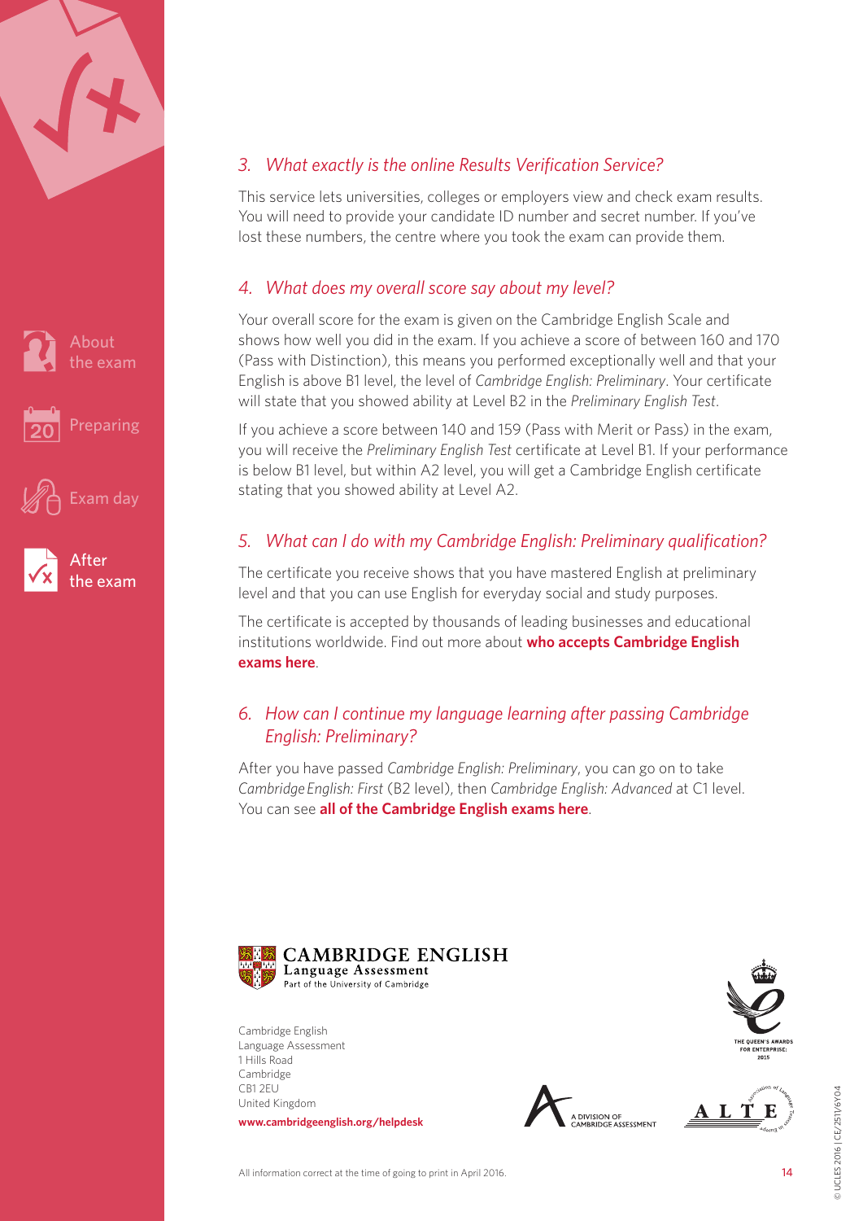### 3. *What exactly is the online Results Verification Service?*

This service lets universities, colleges or employers view and check exam results. You will need to provide your candidate ID number and secret number. If you've lost these numbers, the centre where you took the exam can provide them.

### 4. *What does my overall score say about my level?*

Your overall score for the exam is given on the Cambridge English Scale and shows how well you did in the exam. If you achieve a score of between 160 and 170 (Pass with Distinction), this means you performed exceptionally well and that your English is above B1 level, the level of *Cambridge English: Preliminary*. Your certificate will state that you showed ability at Level B2 in the *Preliminary English Test*.

If you achieve a score between 140 and 159 (Pass with Merit or Pass) in the exam, you will receive the *Preliminary English Test* certificate at Level B1. If your performance is below B1 level, but within A2 level, you will get a Cambridge English certificate stating that you showed ability at Level A2.

### 5. *What can I do with my Cambridge English: Preliminary qualification?*

The certificate you receive shows that you have mastered English at preliminary level and that you can use English for everyday social and study purposes.

The certificate is accepted by thousands of leading businesses and educational institutions worldwide. Find out more about **who accepts Cambridge English exams here**.

### 6. *How can I continue my language learning after passing Cambridge English: Preliminary?*

After you have passed *Cambridge English: Preliminary*, you can go on to take *Cambridge English: First* (B2 level), then *Cambridge English: Advanced* at C1 level. You can see **all of the Cambridge English exams here**.

CAMBRIDGE ENGLISH
Language Assessment
Part of the University of Cambridge

Cambridge English
Language Assessment
1 Hills Road
Cambridge
CB1 2EU
United Kingdom

**www.cambridgeenglish.org/helpdesk**

THE QUEEN'S AWARDS FOR ENTERPRISE: 2015

A DIVISION OF CAMBRIDGE ASSESSMENT

ALTE

All information correct at the time of going to print in April 2016.

© UCLES 2016 | CE/2511/6Y04